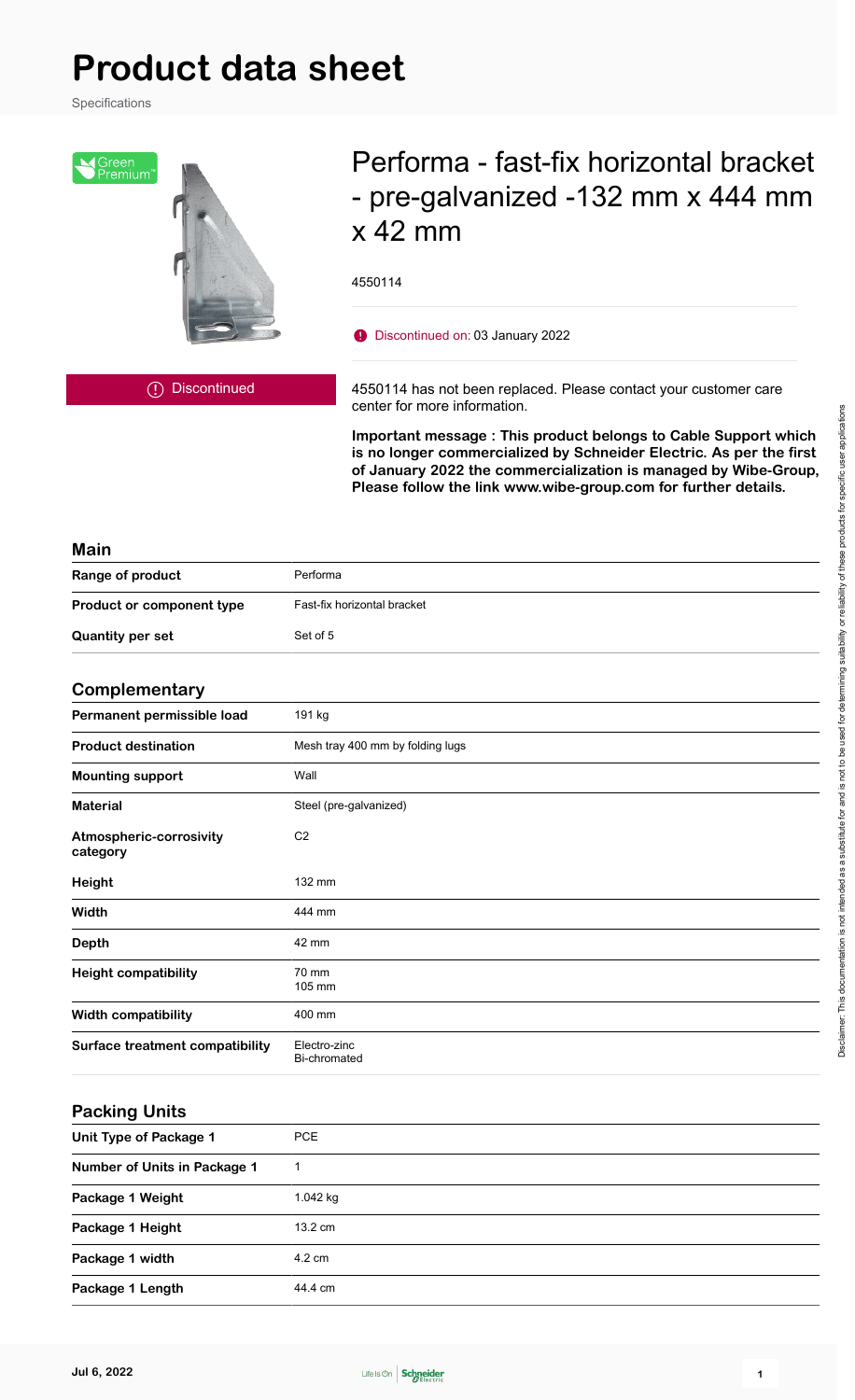# Product data sheet

Specifications

Green Premium™

## Performa - fast-fix horizontal bracket - pre-galvanized -132 mm x 444 mm x 42 mm

4550114

Discontinued on: 03 January 2022

Discontinued

4550114 has not been replaced. Please contact your customer care center for more information.

**Important message : This product belongs to Cable Support which is no longer commercialized by Schneider Electric. As per the first of January 2022 the commercialization is managed by Wibe-Group, Please follow the link www.wibe-group.com for further details.**

### Main

| | |
|---|---|
| **Range of product** | Performa |
| **Product or component type** | Fast-fix horizontal bracket |
| **Quantity per set** | Set of 5 |

### Complementary

| | |
|---|---|
| **Permanent permissible load** | 191 kg |
| **Product destination** | Mesh tray 400 mm by folding lugs |
| **Mounting support** | Wall |
| **Material** | Steel (pre-galvanized) |
| **Atmospheric-corrosivity category** | C2 |
| **Height** | 132 mm |
| **Width** | 444 mm |
| **Depth** | 42 mm |
| **Height compatibility** | 70 mm<br>105 mm |
| **Width compatibility** | 400 mm |
| **Surface treatment compatibility** | Electro-zinc<br>Bi-chromated |

### Packing Units

| | |
|---|---|
| **Unit Type of Package 1** | PCE |
| **Number of Units in Package 1** | 1 |
| **Package 1 Weight** | 1.042 kg |
| **Package 1 Height** | 13.2 cm |
| **Package 1 width** | 4.2 cm |
| **Package 1 Length** | 44.4 cm |

Disclaimer: This documentation is not intended as a substitute for and is not to be used for determining suitability or reliability of these products for specific user applications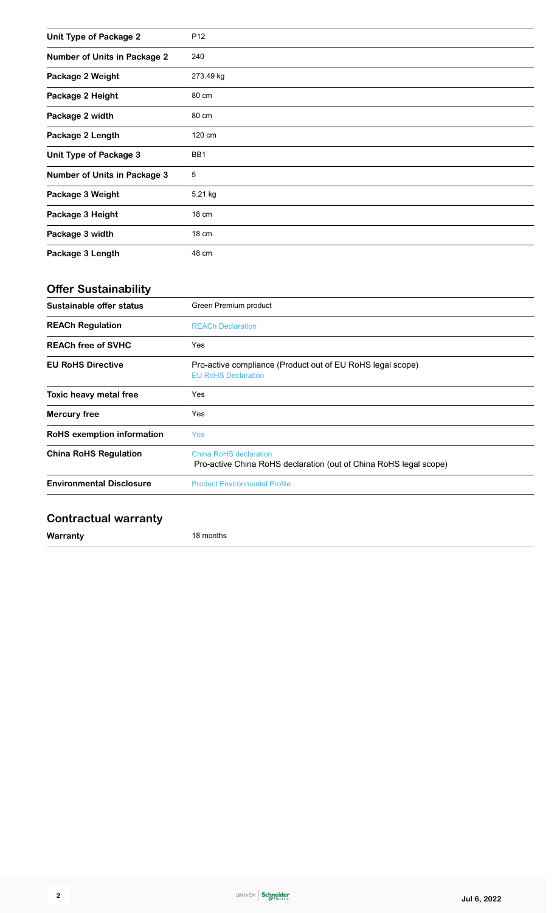| | |
|---|---|
| **Unit Type of Package 2** | P12 |
| **Number of Units in Package 2** | 240 |
| **Package 2 Weight** | 273.49 kg |
| **Package 2 Height** | 80 cm |
| **Package 2 width** | 80 cm |
| **Package 2 Length** | 120 cm |
| **Unit Type of Package 3** | BB1 |
| **Number of Units in Package 3** | 5 |
| **Package 3 Weight** | 5.21 kg |
| **Package 3 Height** | 18 cm |
| **Package 3 width** | 18 cm |
| **Package 3 Length** | 48 cm |

## Offer Sustainability

| | |
|---|---|
| **Sustainable offer status** | Green Premium product |
| **REACh Regulation** | REACh Declaration |
| **REACh free of SVHC** | Yes |
| **EU RoHS Directive** | Pro-active compliance (Product out of EU RoHS legal scope)<br>EU RoHS Declaration |
| **Toxic heavy metal free** | Yes |
| **Mercury free** | Yes |
| **RoHS exemption information** | Yes |
| **China RoHS Regulation** | China RoHS declaration<br>Pro-active China RoHS declaration (out of China RoHS legal scope) |
| **Environmental Disclosure** | Product Environmental Profile |

## Contractual warranty

| | |
|---|---|
| **Warranty** | 18 months |